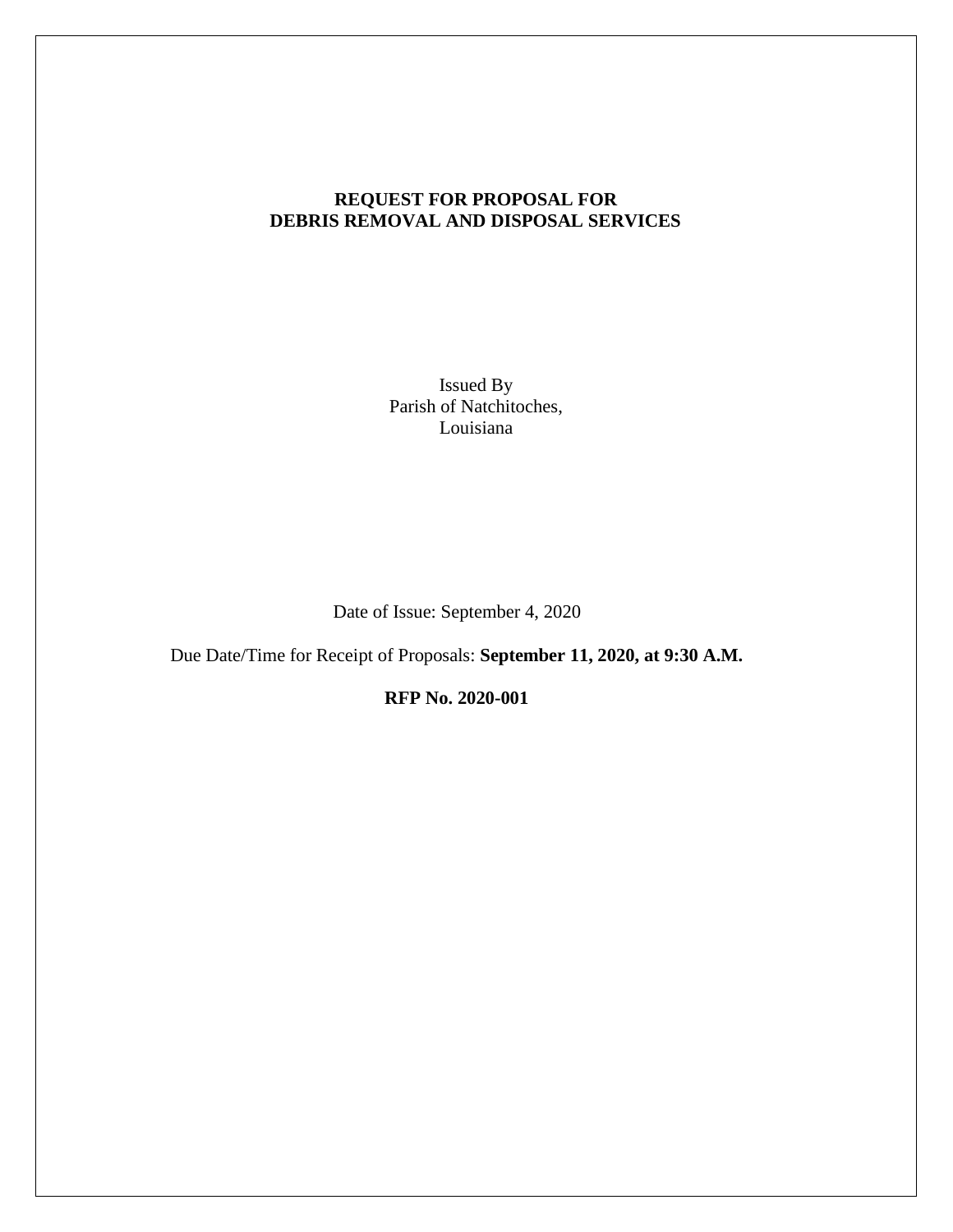# REQUEST FOR PROPOSAL FOR DEBRIS REMOVAL AND DISPOSAL SERVICES

Issued By
Parish of Natchitoches,
Louisiana

Date of Issue: September 4, 2020

Due Date/Time for Receipt of Proposals: **September 11, 2020, at 9:30 A.M.**

**RFP No. 2020-001**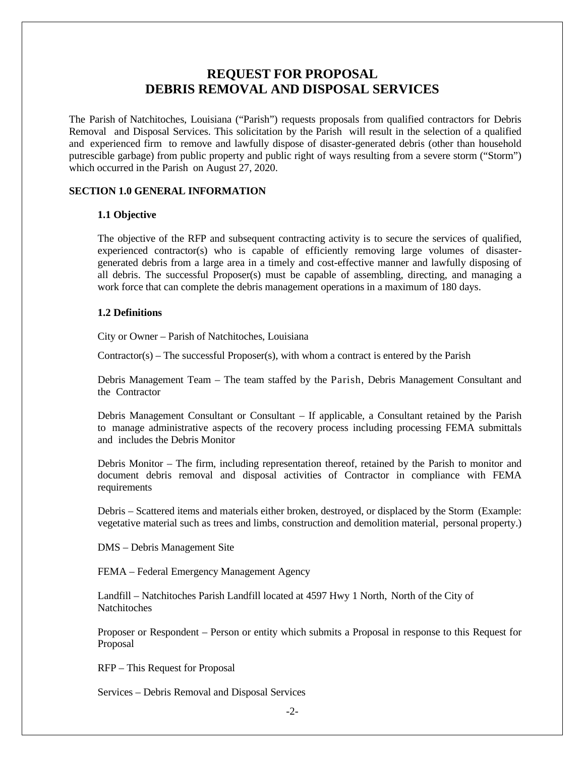# REQUEST FOR PROPOSAL
# DEBRIS REMOVAL AND DISPOSAL SERVICES

The Parish of Natchitoches, Louisiana ("Parish") requests proposals from qualified contractors for Debris Removal and Disposal Services. This solicitation by the Parish will result in the selection of a qualified and experienced firm to remove and lawfully dispose of disaster-generated debris (other than household putrescible garbage) from public property and public right of ways resulting from a severe storm ("Storm") which occurred in the Parish on August 27, 2020.

## SECTION 1.0 GENERAL INFORMATION

### 1.1 Objective

The objective of the RFP and subsequent contracting activity is to secure the services of qualified, experienced contractor(s) who is capable of efficiently removing large volumes of disaster-generated debris from a large area in a timely and cost-effective manner and lawfully disposing of all debris. The successful Proposer(s) must be capable of assembling, directing, and managing a work force that can complete the debris management operations in a maximum of 180 days.

### 1.2 Definitions

City or Owner – Parish of Natchitoches, Louisiana

Contractor(s) – The successful Proposer(s), with whom a contract is entered by the Parish

Debris Management Team – The team staffed by the Parish, Debris Management Consultant and the Contractor

Debris Management Consultant or Consultant – If applicable, a Consultant retained by the Parish to manage administrative aspects of the recovery process including processing FEMA submittals and includes the Debris Monitor

Debris Monitor – The firm, including representation thereof, retained by the Parish to monitor and document debris removal and disposal activities of Contractor in compliance with FEMA requirements

Debris – Scattered items and materials either broken, destroyed, or displaced by the Storm (Example: vegetative material such as trees and limbs, construction and demolition material, personal property.)

DMS – Debris Management Site

FEMA – Federal Emergency Management Agency

Landfill – Natchitoches Parish Landfill located at 4597 Hwy 1 North, North of the City of Natchitoches

Proposer or Respondent – Person or entity which submits a Proposal in response to this Request for Proposal

RFP – This Request for Proposal

Services – Debris Removal and Disposal Services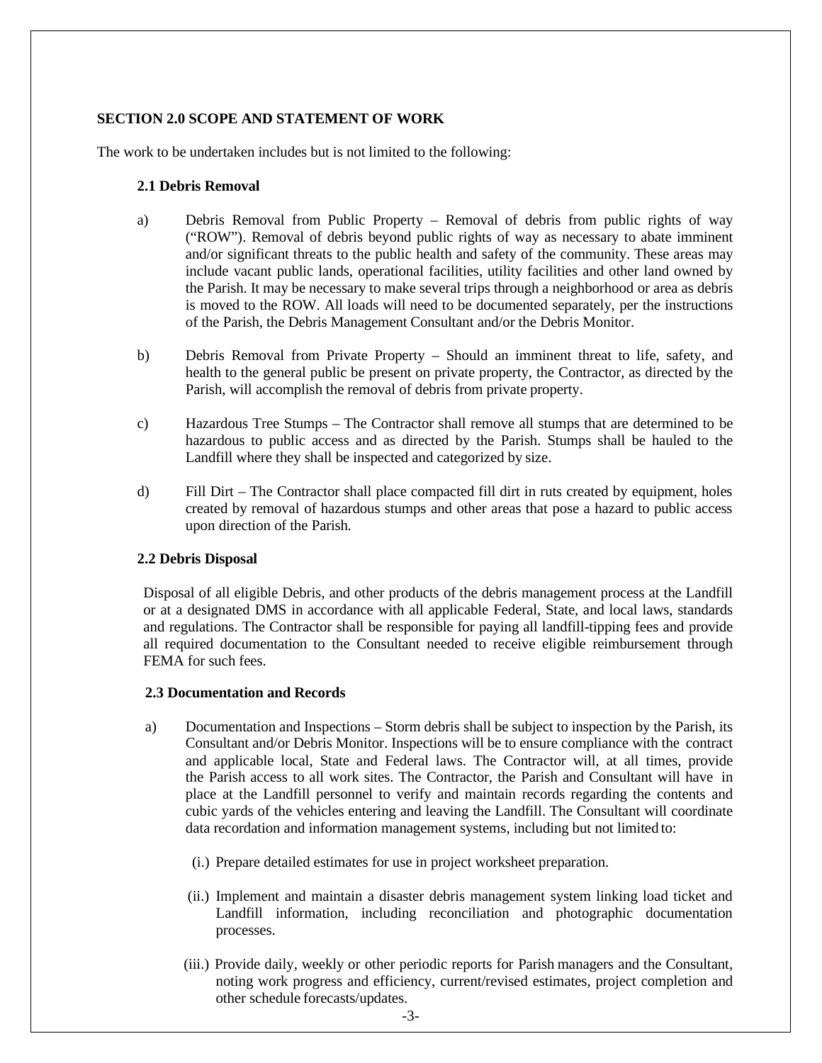## SECTION 2.0 SCOPE AND STATEMENT OF WORK

The work to be undertaken includes but is not limited to the following:

### 2.1 Debris Removal

a) Debris Removal from Public Property – Removal of debris from public rights of way ("ROW"). Removal of debris beyond public rights of way as necessary to abate imminent and/or significant threats to the public health and safety of the community. These areas may include vacant public lands, operational facilities, utility facilities and other land owned by the Parish. It may be necessary to make several trips through a neighborhood or area as debris is moved to the ROW. All loads will need to be documented separately, per the instructions of the Parish, the Debris Management Consultant and/or the Debris Monitor.

b) Debris Removal from Private Property – Should an imminent threat to life, safety, and health to the general public be present on private property, the Contractor, as directed by the Parish, will accomplish the removal of debris from private property.

c) Hazardous Tree Stumps – The Contractor shall remove all stumps that are determined to be hazardous to public access and as directed by the Parish. Stumps shall be hauled to the Landfill where they shall be inspected and categorized by size.

d) Fill Dirt – The Contractor shall place compacted fill dirt in ruts created by equipment, holes created by removal of hazardous stumps and other areas that pose a hazard to public access upon direction of the Parish.

### 2.2 Debris Disposal

Disposal of all eligible Debris, and other products of the debris management process at the Landfill or at a designated DMS in accordance with all applicable Federal, State, and local laws, standards and regulations. The Contractor shall be responsible for paying all landfill-tipping fees and provide all required documentation to the Consultant needed to receive eligible reimbursement through FEMA for such fees.

### 2.3 Documentation and Records

a) Documentation and Inspections – Storm debris shall be subject to inspection by the Parish, its Consultant and/or Debris Monitor. Inspections will be to ensure compliance with the contract and applicable local, State and Federal laws. The Contractor will, at all times, provide the Parish access to all work sites. The Contractor, the Parish and Consultant will have in place at the Landfill personnel to verify and maintain records regarding the contents and cubic yards of the vehicles entering and leaving the Landfill. The Consultant will coordinate data recordation and information management systems, including but not limited to:

(i.) Prepare detailed estimates for use in project worksheet preparation.

(ii.) Implement and maintain a disaster debris management system linking load ticket and Landfill information, including reconciliation and photographic documentation processes.

(iii.) Provide daily, weekly or other periodic reports for Parish managers and the Consultant, noting work progress and efficiency, current/revised estimates, project completion and other schedule forecasts/updates.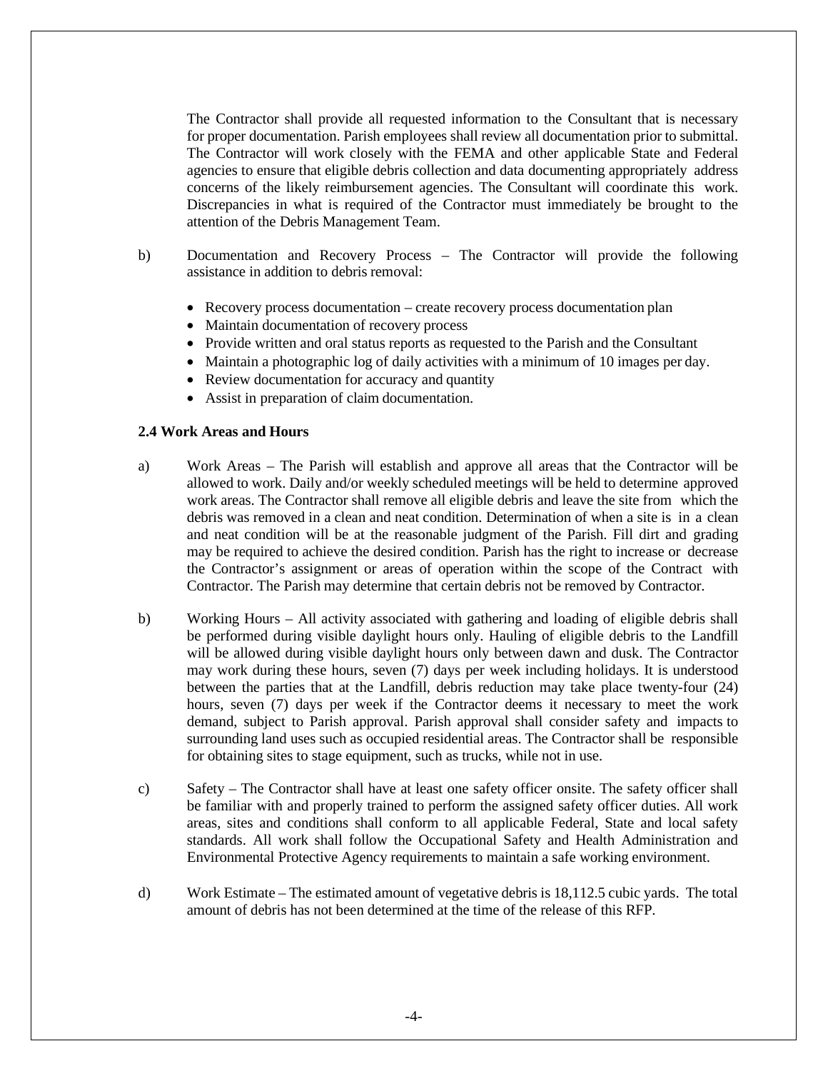The Contractor shall provide all requested information to the Consultant that is necessary for proper documentation. Parish employees shall review all documentation prior to submittal. The Contractor will work closely with the FEMA and other applicable State and Federal agencies to ensure that eligible debris collection and data documenting appropriately address concerns of the likely reimbursement agencies. The Consultant will coordinate this work. Discrepancies in what is required of the Contractor must immediately be brought to the attention of the Debris Management Team.

b) Documentation and Recovery Process – The Contractor will provide the following assistance in addition to debris removal:

- Recovery process documentation – create recovery process documentation plan
- Maintain documentation of recovery process
- Provide written and oral status reports as requested to the Parish and the Consultant
- Maintain a photographic log of daily activities with a minimum of 10 images per day.
- Review documentation for accuracy and quantity
- Assist in preparation of claim documentation.

**2.4 Work Areas and Hours**

a) Work Areas – The Parish will establish and approve all areas that the Contractor will be allowed to work. Daily and/or weekly scheduled meetings will be held to determine approved work areas. The Contractor shall remove all eligible debris and leave the site from which the debris was removed in a clean and neat condition. Determination of when a site is in a clean and neat condition will be at the reasonable judgment of the Parish. Fill dirt and grading may be required to achieve the desired condition. Parish has the right to increase or decrease the Contractor's assignment or areas of operation within the scope of the Contract with Contractor. The Parish may determine that certain debris not be removed by Contractor.

b) Working Hours – All activity associated with gathering and loading of eligible debris shall be performed during visible daylight hours only. Hauling of eligible debris to the Landfill will be allowed during visible daylight hours only between dawn and dusk. The Contractor may work during these hours, seven (7) days per week including holidays. It is understood between the parties that at the Landfill, debris reduction may take place twenty-four (24) hours, seven (7) days per week if the Contractor deems it necessary to meet the work demand, subject to Parish approval. Parish approval shall consider safety and impacts to surrounding land uses such as occupied residential areas. The Contractor shall be responsible for obtaining sites to stage equipment, such as trucks, while not in use.

c) Safety – The Contractor shall have at least one safety officer onsite. The safety officer shall be familiar with and properly trained to perform the assigned safety officer duties. All work areas, sites and conditions shall conform to all applicable Federal, State and local safety standards. All work shall follow the Occupational Safety and Health Administration and Environmental Protective Agency requirements to maintain a safe working environment.

d) Work Estimate – The estimated amount of vegetative debris is 18,112.5 cubic yards. The total amount of debris has not been determined at the time of the release of this RFP.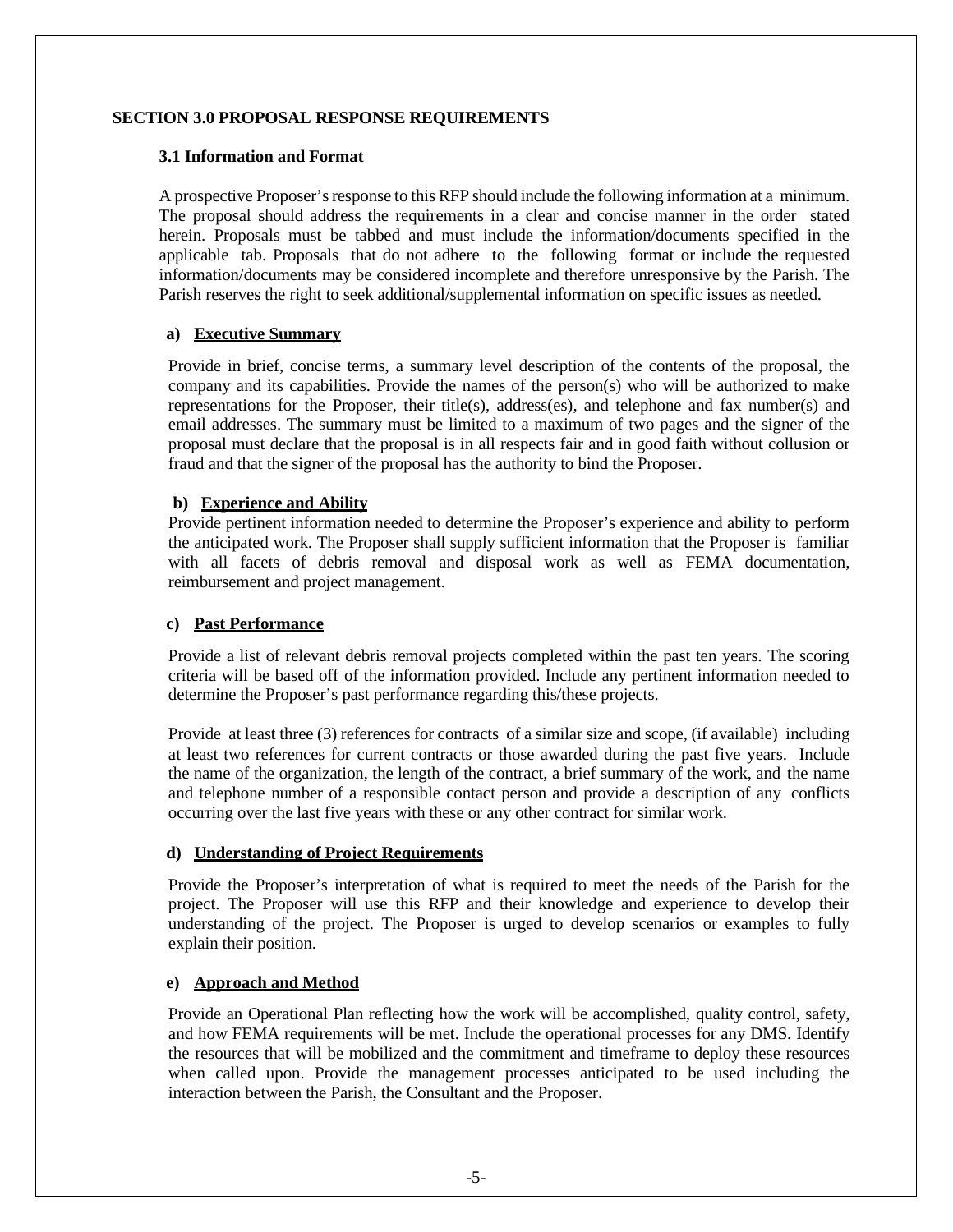## SECTION 3.0 PROPOSAL RESPONSE REQUIREMENTS

### 3.1 Information and Format

A prospective Proposer's response to this RFP should include the following information at a minimum. The proposal should address the requirements in a clear and concise manner in the order stated herein. Proposals must be tabbed and must include the information/documents specified in the applicable tab. Proposals that do not adhere to the following format or include the requested information/documents may be considered incomplete and therefore unresponsive by the Parish. The Parish reserves the right to seek additional/supplemental information on specific issues as needed.

**a) Executive Summary**

Provide in brief, concise terms, a summary level description of the contents of the proposal, the company and its capabilities. Provide the names of the person(s) who will be authorized to make representations for the Proposer, their title(s), address(es), and telephone and fax number(s) and email addresses. The summary must be limited to a maximum of two pages and the signer of the proposal must declare that the proposal is in all respects fair and in good faith without collusion or fraud and that the signer of the proposal has the authority to bind the Proposer.

**b) Experience and Ability**

Provide pertinent information needed to determine the Proposer's experience and ability to perform the anticipated work. The Proposer shall supply sufficient information that the Proposer is familiar with all facets of debris removal and disposal work as well as FEMA documentation, reimbursement and project management.

**c) Past Performance**

Provide a list of relevant debris removal projects completed within the past ten years. The scoring criteria will be based off of the information provided. Include any pertinent information needed to determine the Proposer's past performance regarding this/these projects.

Provide at least three (3) references for contracts of a similar size and scope, (if available) including at least two references for current contracts or those awarded during the past five years. Include the name of the organization, the length of the contract, a brief summary of the work, and the name and telephone number of a responsible contact person and provide a description of any conflicts occurring over the last five years with these or any other contract for similar work.

**d) Understanding of Project Requirements**

Provide the Proposer's interpretation of what is required to meet the needs of the Parish for the project. The Proposer will use this RFP and their knowledge and experience to develop their understanding of the project. The Proposer is urged to develop scenarios or examples to fully explain their position.

**e) Approach and Method**

Provide an Operational Plan reflecting how the work will be accomplished, quality control, safety, and how FEMA requirements will be met. Include the operational processes for any DMS. Identify the resources that will be mobilized and the commitment and timeframe to deploy these resources when called upon. Provide the management processes anticipated to be used including the interaction between the Parish, the Consultant and the Proposer.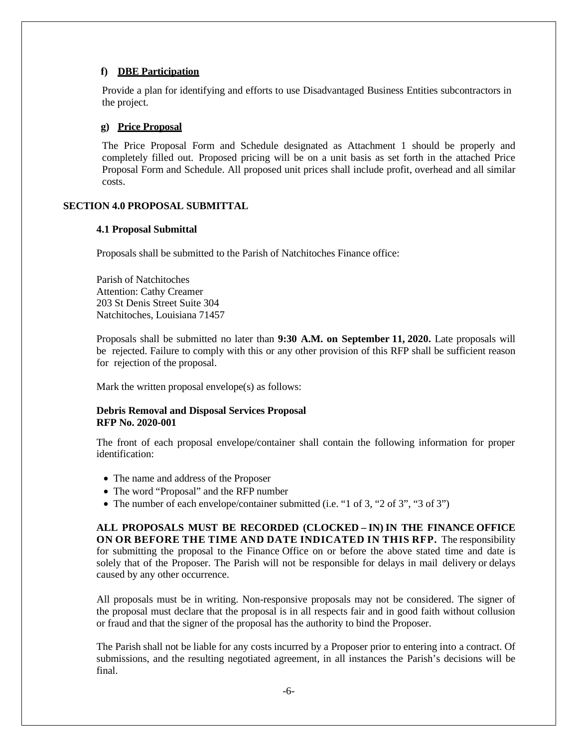**f) DBE Participation**

Provide a plan for identifying and efforts to use Disadvantaged Business Entities subcontractors in the project.

**g) Price Proposal**

The Price Proposal Form and Schedule designated as Attachment 1 should be properly and completely filled out. Proposed pricing will be on a unit basis as set forth in the attached Price Proposal Form and Schedule. All proposed unit prices shall include profit, overhead and all similar costs.

## SECTION 4.0 PROPOSAL SUBMITTAL

### 4.1 Proposal Submittal

Proposals shall be submitted to the Parish of Natchitoches Finance office:

Parish of Natchitoches
Attention: Cathy Creamer
203 St Denis Street Suite 304
Natchitoches, Louisiana 71457

Proposals shall be submitted no later than **9:30 A.M. on September 11, 2020.** Late proposals will be rejected. Failure to comply with this or any other provision of this RFP shall be sufficient reason for rejection of the proposal.

Mark the written proposal envelope(s) as follows:

**Debris Removal and Disposal Services Proposal**
**RFP No. 2020-001**

The front of each proposal envelope/container shall contain the following information for proper identification:

- The name and address of the Proposer
- The word "Proposal" and the RFP number
- The number of each envelope/container submitted (i.e. "1 of 3, "2 of 3", "3 of 3")

**ALL PROPOSALS MUST BE RECORDED (CLOCKED – IN) IN THE FINANCE OFFICE ON OR BEFORE THE TIME AND DATE INDICATED IN THIS RFP.** The responsibility for submitting the proposal to the Finance Office on or before the above stated time and date is solely that of the Proposer. The Parish will not be responsible for delays in mail delivery or delays caused by any other occurrence.

All proposals must be in writing. Non-responsive proposals may not be considered. The signer of the proposal must declare that the proposal is in all respects fair and in good faith without collusion or fraud and that the signer of the proposal has the authority to bind the Proposer.

The Parish shall not be liable for any costs incurred by a Proposer prior to entering into a contract. Of submissions, and the resulting negotiated agreement, in all instances the Parish's decisions will be final.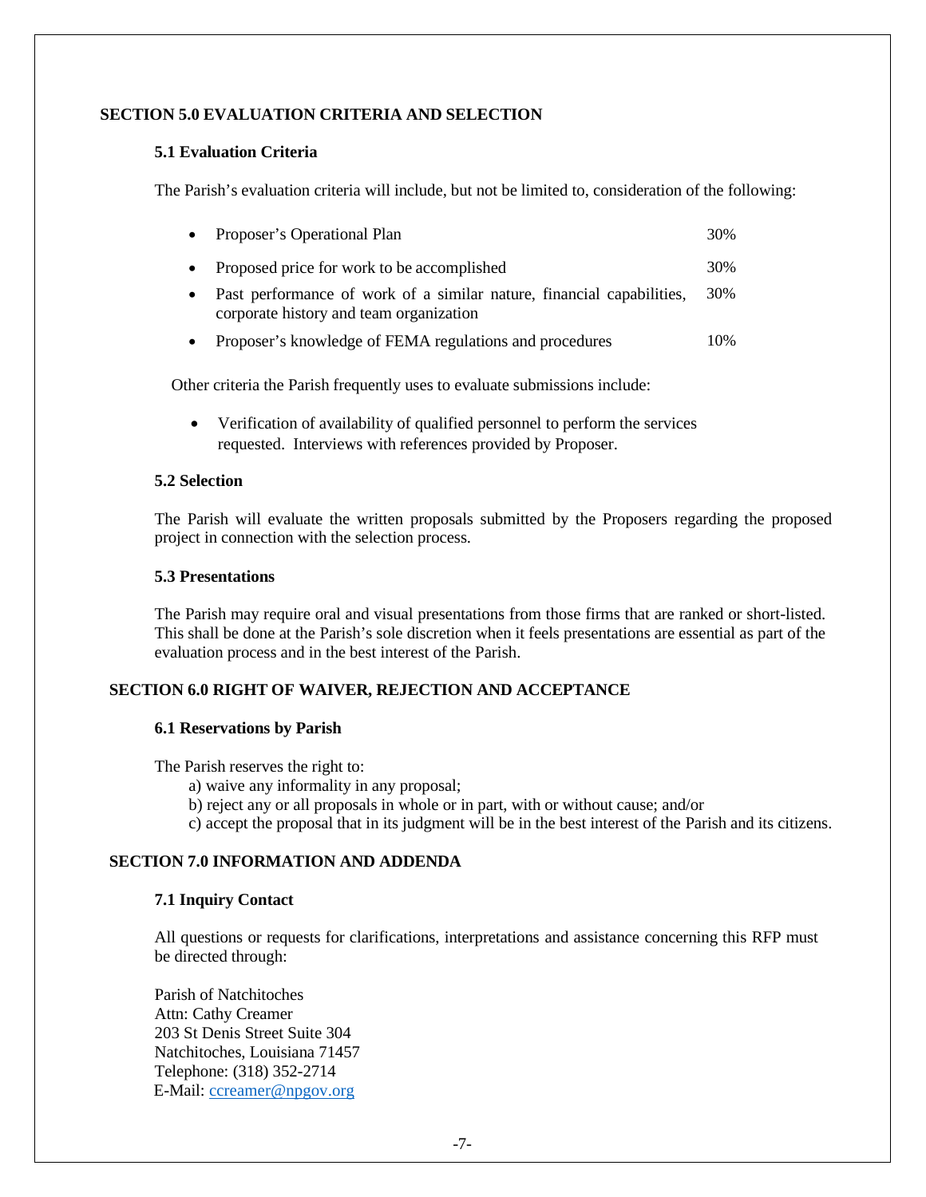## SECTION 5.0 EVALUATION CRITERIA AND SELECTION

### 5.1 Evaluation Criteria

The Parish's evaluation criteria will include, but not be limited to, consideration of the following:

- Proposer's Operational Plan 30%
- Proposed price for work to be accomplished 30%
- Past performance of work of a similar nature, financial capabilities, corporate history and team organization 30%
- Proposer's knowledge of FEMA regulations and procedures 10%

Other criteria the Parish frequently uses to evaluate submissions include:

- Verification of availability of qualified personnel to perform the services requested. Interviews with references provided by Proposer.

### 5.2 Selection

The Parish will evaluate the written proposals submitted by the Proposers regarding the proposed project in connection with the selection process.

### 5.3 Presentations

The Parish may require oral and visual presentations from those firms that are ranked or short-listed. This shall be done at the Parish's sole discretion when it feels presentations are essential as part of the evaluation process and in the best interest of the Parish.

## SECTION 6.0 RIGHT OF WAIVER, REJECTION AND ACCEPTANCE

### 6.1 Reservations by Parish

The Parish reserves the right to:

a) waive any informality in any proposal;
b) reject any or all proposals in whole or in part, with or without cause; and/or
c) accept the proposal that in its judgment will be in the best interest of the Parish and its citizens.

## SECTION 7.0 INFORMATION AND ADDENDA

### 7.1 Inquiry Contact

All questions or requests for clarifications, interpretations and assistance concerning this RFP must be directed through:

Parish of Natchitoches
Attn: Cathy Creamer
203 St Denis Street Suite 304
Natchitoches, Louisiana 71457
Telephone: (318) 352-2714
E-Mail: ccreamer@npgov.org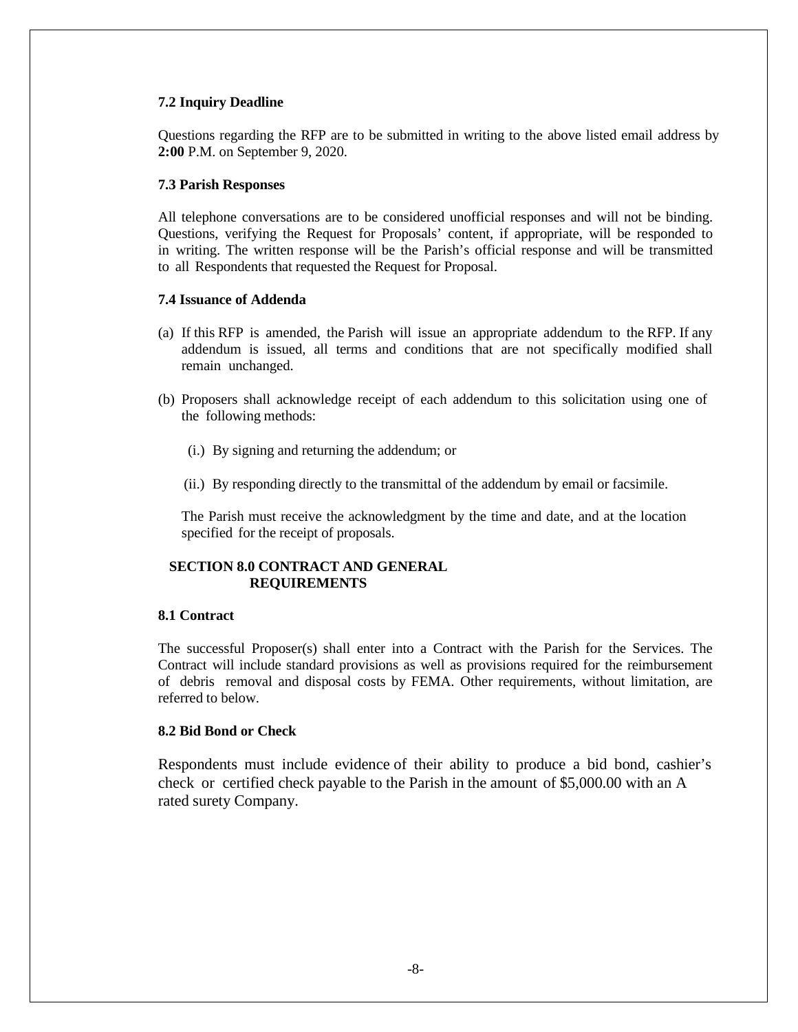### 7.2 Inquiry Deadline

Questions regarding the RFP are to be submitted in writing to the above listed email address by **2:00** P.M. on September 9, 2020.

### 7.3 Parish Responses

All telephone conversations are to be considered unofficial responses and will not be binding. Questions, verifying the Request for Proposals' content, if appropriate, will be responded to in writing. The written response will be the Parish's official response and will be transmitted to all Respondents that requested the Request for Proposal.

### 7.4 Issuance of Addenda

(a) If this RFP is amended, the Parish will issue an appropriate addendum to the RFP. If any addendum is issued, all terms and conditions that are not specifically modified shall remain unchanged.

(b) Proposers shall acknowledge receipt of each addendum to this solicitation using one of the following methods:

   (i.) By signing and returning the addendum; or

   (ii.) By responding directly to the transmittal of the addendum by email or facsimile.

   The Parish must receive the acknowledgment by the time and date, and at the location specified for the receipt of proposals.

## SECTION 8.0 CONTRACT AND GENERAL REQUIREMENTS

### 8.1 Contract

The successful Proposer(s) shall enter into a Contract with the Parish for the Services. The Contract will include standard provisions as well as provisions required for the reimbursement of debris removal and disposal costs by FEMA. Other requirements, without limitation, are referred to below.

### 8.2 Bid Bond or Check

Respondents must include evidence of their ability to produce a bid bond, cashier's check or certified check payable to the Parish in the amount of $5,000.00 with an A rated surety Company.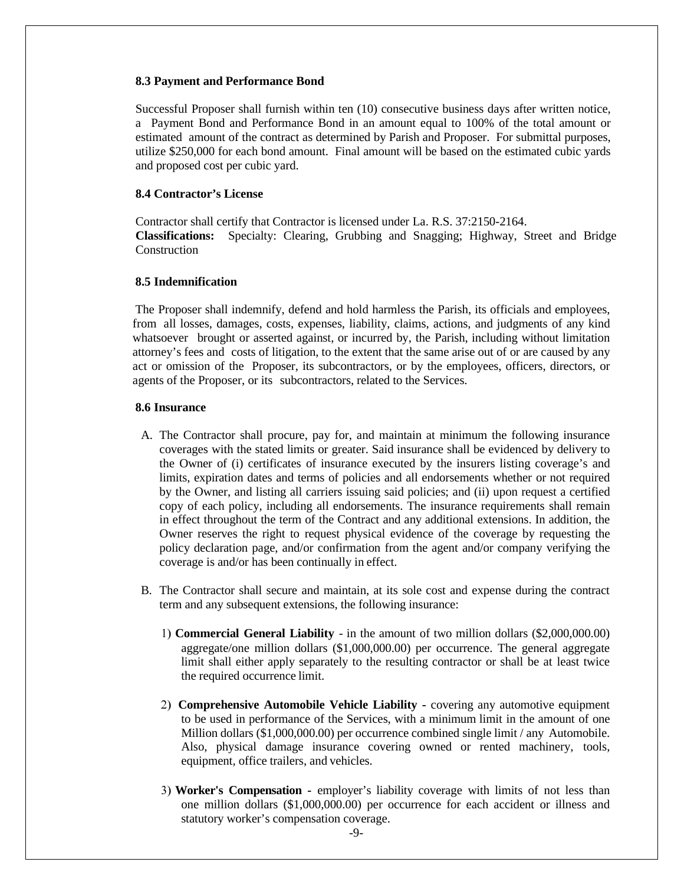### 8.3 Payment and Performance Bond

Successful Proposer shall furnish within ten (10) consecutive business days after written notice, a Payment Bond and Performance Bond in an amount equal to 100% of the total amount or estimated amount of the contract as determined by Parish and Proposer. For submittal purposes, utilize \$250,000 for each bond amount. Final amount will be based on the estimated cubic yards and proposed cost per cubic yard.

### 8.4 Contractor's License

Contractor shall certify that Contractor is licensed under La. R.S. 37:2150-2164.
**Classifications:** Specialty: Clearing, Grubbing and Snagging; Highway, Street and Bridge Construction

### 8.5 Indemnification

The Proposer shall indemnify, defend and hold harmless the Parish, its officials and employees, from all losses, damages, costs, expenses, liability, claims, actions, and judgments of any kind whatsoever brought or asserted against, or incurred by, the Parish, including without limitation attorney's fees and costs of litigation, to the extent that the same arise out of or are caused by any act or omission of the Proposer, its subcontractors, or by the employees, officers, directors, or agents of the Proposer, or its subcontractors, related to the Services.

### 8.6 Insurance

A. The Contractor shall procure, pay for, and maintain at minimum the following insurance coverages with the stated limits or greater. Said insurance shall be evidenced by delivery to the Owner of (i) certificates of insurance executed by the insurers listing coverage's and limits, expiration dates and terms of policies and all endorsements whether or not required by the Owner, and listing all carriers issuing said policies; and (ii) upon request a certified copy of each policy, including all endorsements. The insurance requirements shall remain in effect throughout the term of the Contract and any additional extensions. In addition, the Owner reserves the right to request physical evidence of the coverage by requesting the policy declaration page, and/or confirmation from the agent and/or company verifying the coverage is and/or has been continually in effect.

B. The Contractor shall secure and maintain, at its sole cost and expense during the contract term and any subsequent extensions, the following insurance:

1) **Commercial General Liability** - in the amount of two million dollars (\$2,000,000.00) aggregate/one million dollars (\$1,000,000.00) per occurrence. The general aggregate limit shall either apply separately to the resulting contractor or shall be at least twice the required occurrence limit.

2) **Comprehensive Automobile Vehicle Liability -** covering any automotive equipment to be used in performance of the Services, with a minimum limit in the amount of one Million dollars (\$1,000,000.00) per occurrence combined single limit / any Automobile. Also, physical damage insurance covering owned or rented machinery, tools, equipment, office trailers, and vehicles.

3) **Worker's Compensation -** employer's liability coverage with limits of not less than one million dollars (\$1,000,000.00) per occurrence for each accident or illness and statutory worker's compensation coverage.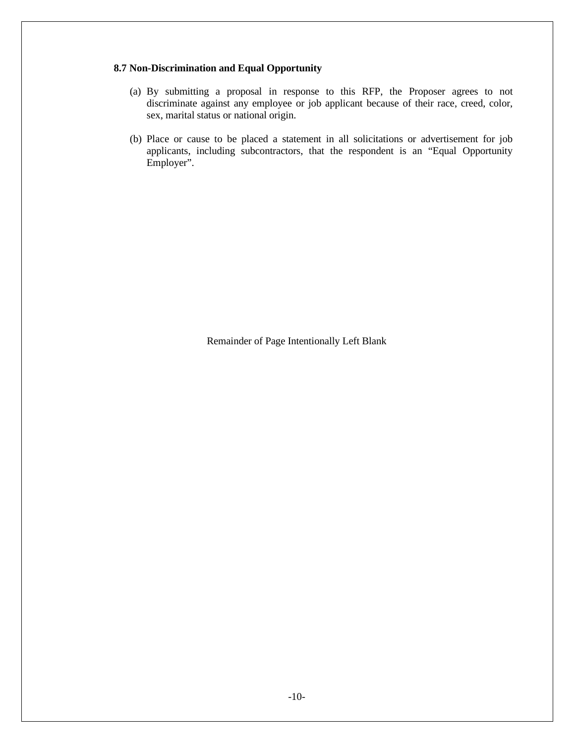**8.7 Non-Discrimination and Equal Opportunity**

(a) By submitting a proposal in response to this RFP, the Proposer agrees to not discriminate against any employee or job applicant because of their race, creed, color, sex, marital status or national origin.

(b) Place or cause to be placed a statement in all solicitations or advertisement for job applicants, including subcontractors, that the respondent is an "Equal Opportunity Employer".

Remainder of Page Intentionally Left Blank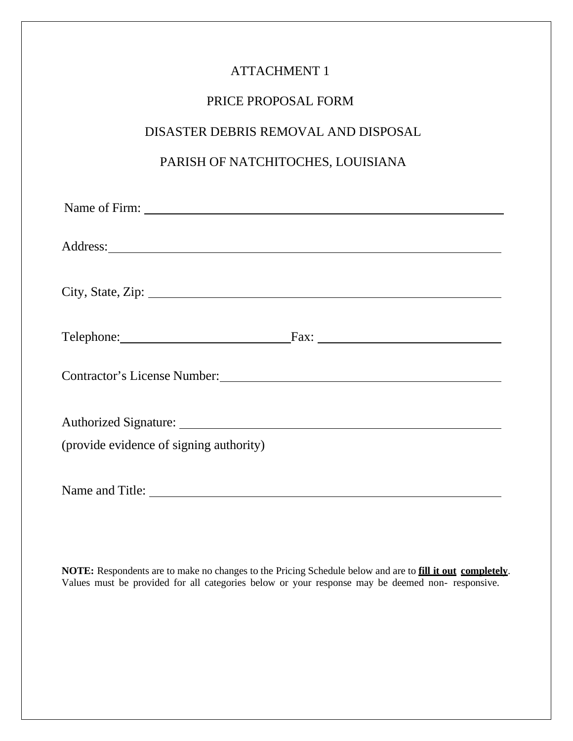# ATTACHMENT 1

# PRICE PROPOSAL FORM

# DISASTER DEBRIS REMOVAL AND DISPOSAL

# PARISH OF NATCHITOCHES, LOUISIANA

Name of Firm: ______________________________________________

Address: ______________________________________________

City, State, Zip: ______________________________________________

Telephone: ____________________ Fax: ____________________

Contractor's License Number: ______________________________________________

Authorized Signature: ______________________________________________

(provide evidence of signing authority)

Name and Title: ______________________________________________

**NOTE:** Respondents are to make no changes to the Pricing Schedule below and are to **fill it out completely**. Values must be provided for all categories below or your response may be deemed non- responsive.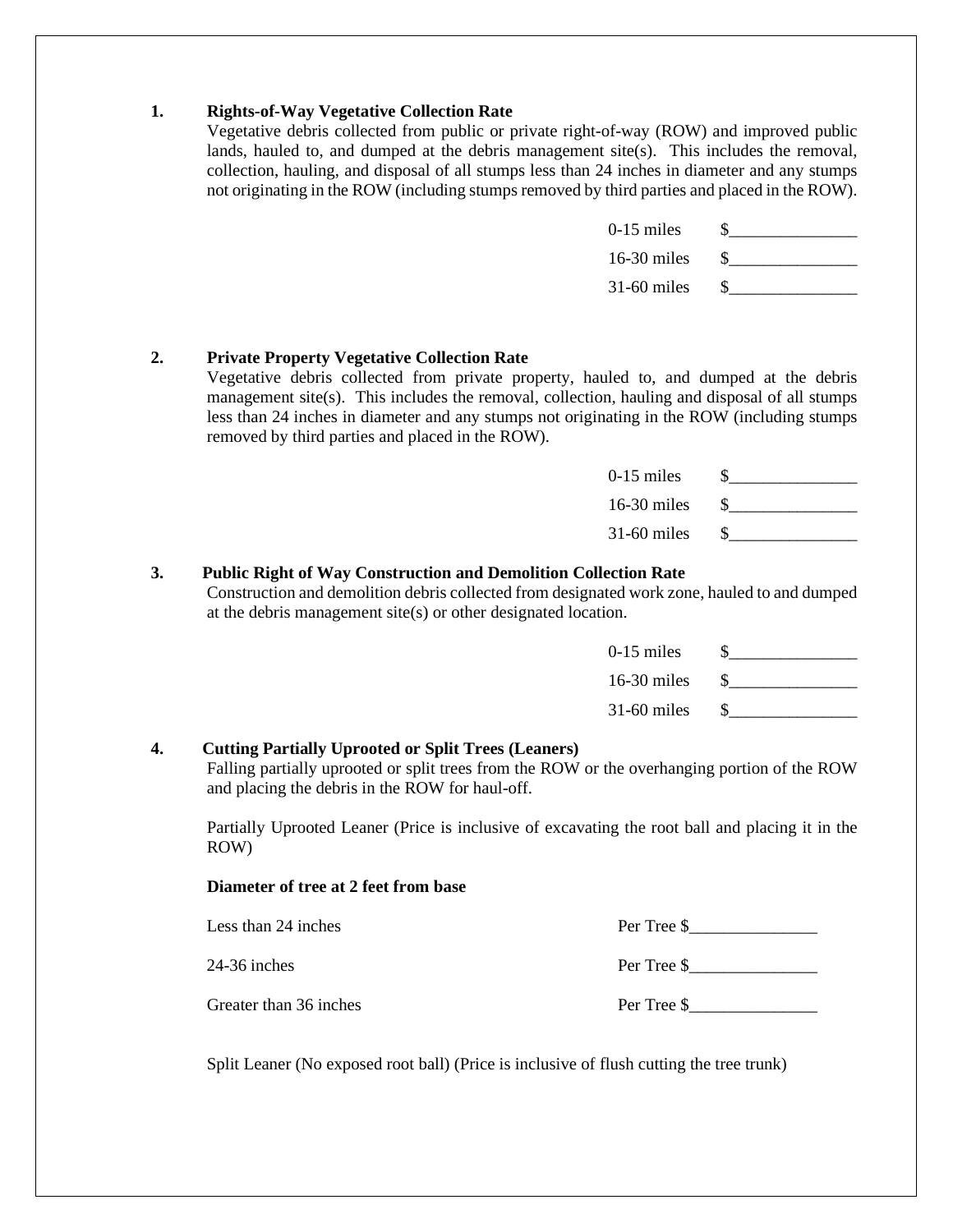**1. Rights-of-Way Vegetative Collection Rate**

Vegetative debris collected from public or private right-of-way (ROW) and improved public lands, hauled to, and dumped at the debris management site(s). This includes the removal, collection, hauling, and disposal of all stumps less than 24 inches in diameter and any stumps not originating in the ROW (including stumps removed by third parties and placed in the ROW).

| | |
|---|---|
| 0-15 miles | $_______________ |
| 16-30 miles | $_______________ |
| 31-60 miles | $_______________ |

**2. Private Property Vegetative Collection Rate**

Vegetative debris collected from private property, hauled to, and dumped at the debris management site(s). This includes the removal, collection, hauling and disposal of all stumps less than 24 inches in diameter and any stumps not originating in the ROW (including stumps removed by third parties and placed in the ROW).

| | |
|---|---|
| 0-15 miles | $_______________ |
| 16-30 miles | $_______________ |
| 31-60 miles | $_______________ |

**3. Public Right of Way Construction and Demolition Collection Rate**

Construction and demolition debris collected from designated work zone, hauled to and dumped at the debris management site(s) or other designated location.

| | |
|---|---|
| 0-15 miles | $_______________ |
| 16-30 miles | $_______________ |
| 31-60 miles | $_______________ |

**4. Cutting Partially Uprooted or Split Trees (Leaners)**

Falling partially uprooted or split trees from the ROW or the overhanging portion of the ROW and placing the debris in the ROW for haul-off.

Partially Uprooted Leaner (Price is inclusive of excavating the root ball and placing it in the ROW)

**Diameter of tree at 2 feet from base**

| | |
|---|---|
| Less than 24 inches | Per Tree $_______________ |
| 24-36 inches | Per Tree $_______________ |
| Greater than 36 inches | Per Tree $_______________ |

Split Leaner (No exposed root ball) (Price is inclusive of flush cutting the tree trunk)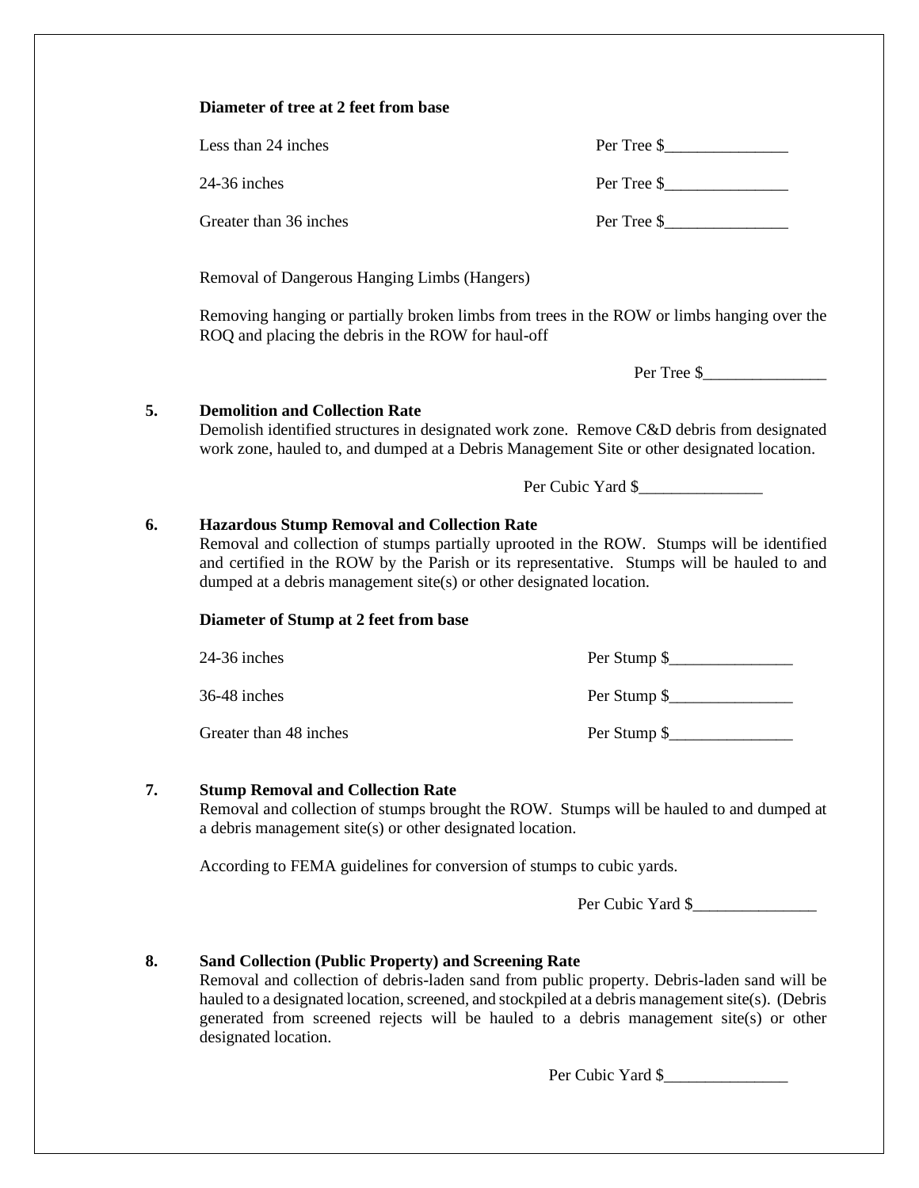**Diameter of tree at 2 feet from base**

| | |
|---|---|
| Less than 24 inches | Per Tree $_______________ |
| 24-36 inches | Per Tree $_______________ |
| Greater than 36 inches | Per Tree $_______________ |

Removal of Dangerous Hanging Limbs (Hangers)

Removing hanging or partially broken limbs from trees in the ROW or limbs hanging over the ROQ and placing the debris in the ROW for haul-off

Per Tree $_______________

**5. Demolition and Collection Rate**

Demolish identified structures in designated work zone. Remove C&D debris from designated work zone, hauled to, and dumped at a Debris Management Site or other designated location.

Per Cubic Yard $_______________

**6. Hazardous Stump Removal and Collection Rate**

Removal and collection of stumps partially uprooted in the ROW. Stumps will be identified and certified in the ROW by the Parish or its representative. Stumps will be hauled to and dumped at a debris management site(s) or other designated location.

**Diameter of Stump at 2 feet from base**

| | |
|---|---|
| 24-36 inches | Per Stump $_______________ |
| 36-48 inches | Per Stump $_______________ |
| Greater than 48 inches | Per Stump $_______________ |

**7. Stump Removal and Collection Rate**

Removal and collection of stumps brought the ROW. Stumps will be hauled to and dumped at a debris management site(s) or other designated location.

According to FEMA guidelines for conversion of stumps to cubic yards.

Per Cubic Yard $_______________

**8. Sand Collection (Public Property) and Screening Rate**

Removal and collection of debris-laden sand from public property. Debris-laden sand will be hauled to a designated location, screened, and stockpiled at a debris management site(s). (Debris generated from screened rejects will be hauled to a debris management site(s) or other designated location.

Per Cubic Yard $_______________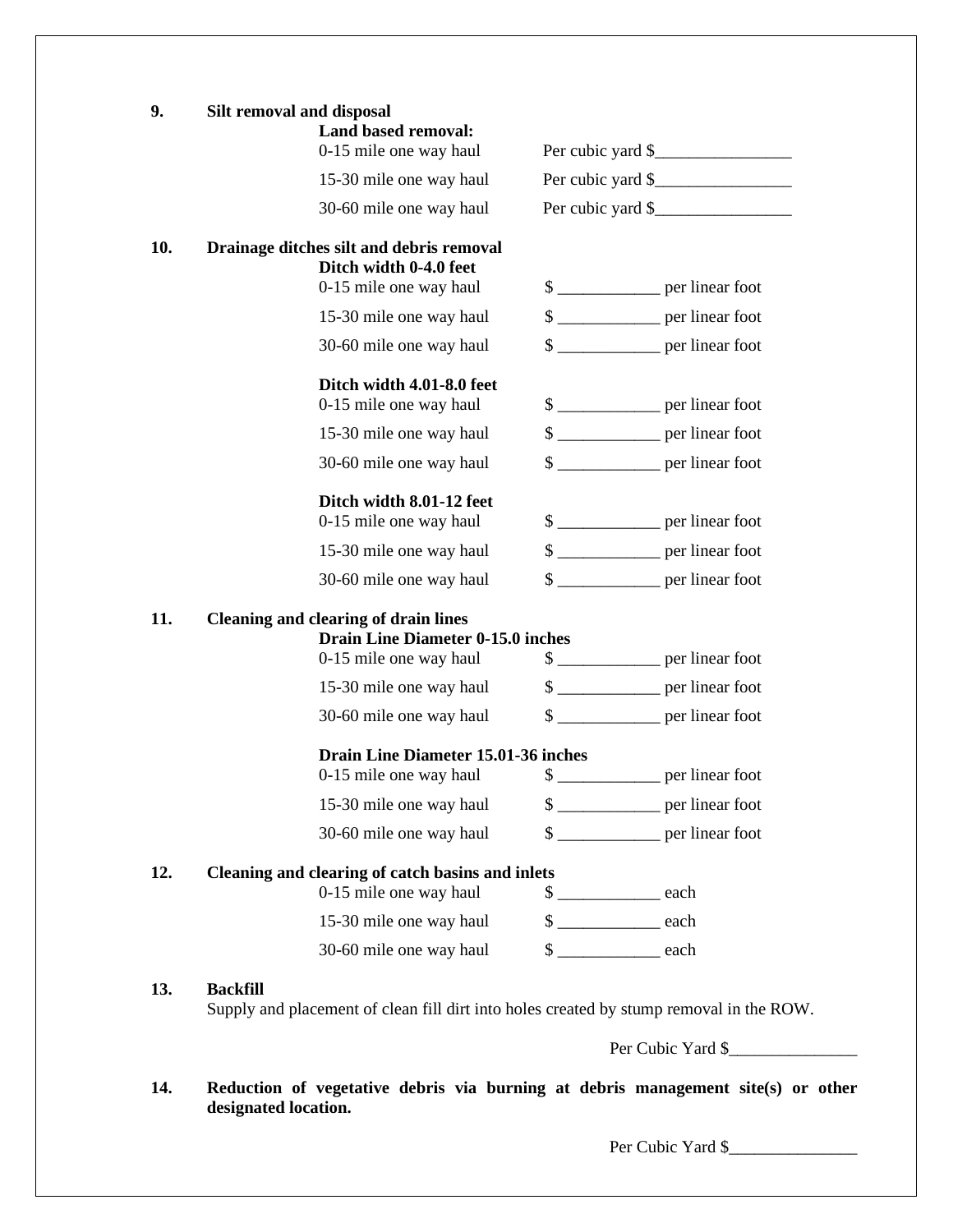**9. Silt removal and disposal**

**Land based removal:**

0-15 mile one way haul Per cubic yard $________________

15-30 mile one way haul Per cubic yard $________________

30-60 mile one way haul Per cubic yard $________________

**10. Drainage ditches silt and debris removal**

**Ditch width 0-4.0 feet**

0-15 mile one way haul $ ____________ per linear foot

15-30 mile one way haul $ ____________ per linear foot

30-60 mile one way haul $ ____________ per linear foot

**Ditch width 4.01-8.0 feet**

0-15 mile one way haul $ ____________ per linear foot

15-30 mile one way haul $ ____________ per linear foot

30-60 mile one way haul $ ____________ per linear foot

**Ditch width 8.01-12 feet**

0-15 mile one way haul $ ____________ per linear foot

15-30 mile one way haul $ ____________ per linear foot

30-60 mile one way haul $ ____________ per linear foot

**11. Cleaning and clearing of drain lines**

**Drain Line Diameter 0-15.0 inches**

0-15 mile one way haul $ ____________ per linear foot

15-30 mile one way haul $ ____________ per linear foot

30-60 mile one way haul $ ____________ per linear foot

**Drain Line Diameter 15.01-36 inches**

0-15 mile one way haul $ ____________ per linear foot

15-30 mile one way haul $ ____________ per linear foot

30-60 mile one way haul $ ____________ per linear foot

**12. Cleaning and clearing of catch basins and inlets**

0-15 mile one way haul $ ____________ each

15-30 mile one way haul $ ____________ each

30-60 mile one way haul $ ____________ each

**13. Backfill**

Supply and placement of clean fill dirt into holes created by stump removal in the ROW.

Per Cubic Yard $_______________

**14. Reduction of vegetative debris via burning at debris management site(s) or other designated location.**

Per Cubic Yard $_______________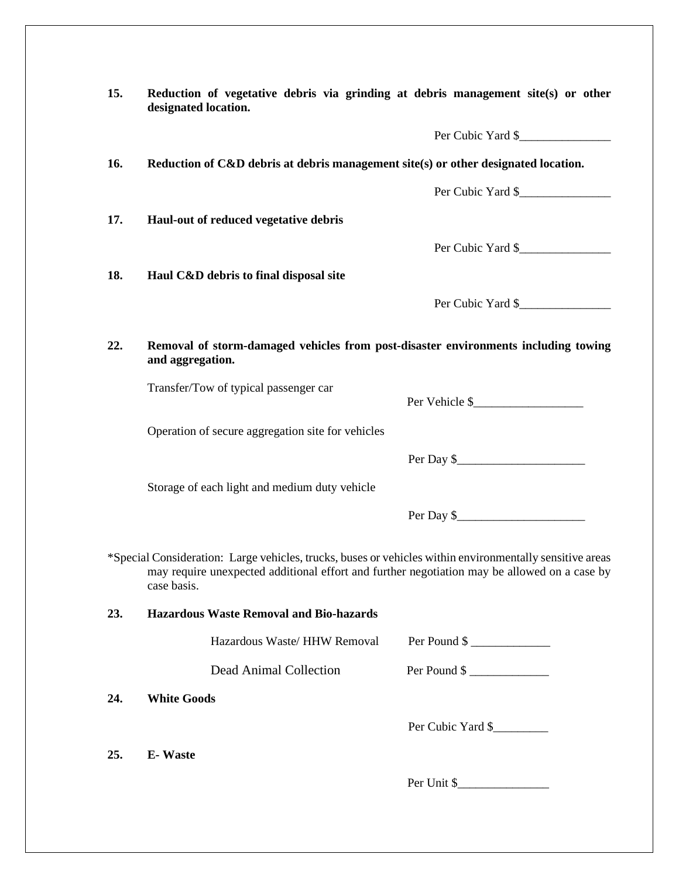**15. Reduction of vegetative debris via grinding at debris management site(s) or other designated location.**

Per Cubic Yard $_______________

**16. Reduction of C&D debris at debris management site(s) or other designated location.**

Per Cubic Yard $_______________

**17. Haul-out of reduced vegetative debris**

Per Cubic Yard $_______________

**18. Haul C&D debris to final disposal site**

Per Cubic Yard $_______________

**22. Removal of storm-damaged vehicles from post-disaster environments including towing and aggregation.**

Transfer/Tow of typical passenger car

Per Vehicle $__________________

Operation of secure aggregation site for vehicles

Per Day $_____________________

Storage of each light and medium duty vehicle

Per Day $_____________________

*Special Consideration: Large vehicles, trucks, buses or vehicles within environmentally sensitive areas may require unexpected additional effort and further negotiation may be allowed on a case by case basis.

**23. Hazardous Waste Removal and Bio-hazards**

Hazardous Waste/ HHW Removal Per Pound $ _____________

Dead Animal Collection Per Pound $ _____________

**24. White Goods**

Per Cubic Yard $_________

**25. E- Waste**

Per Unit $_______________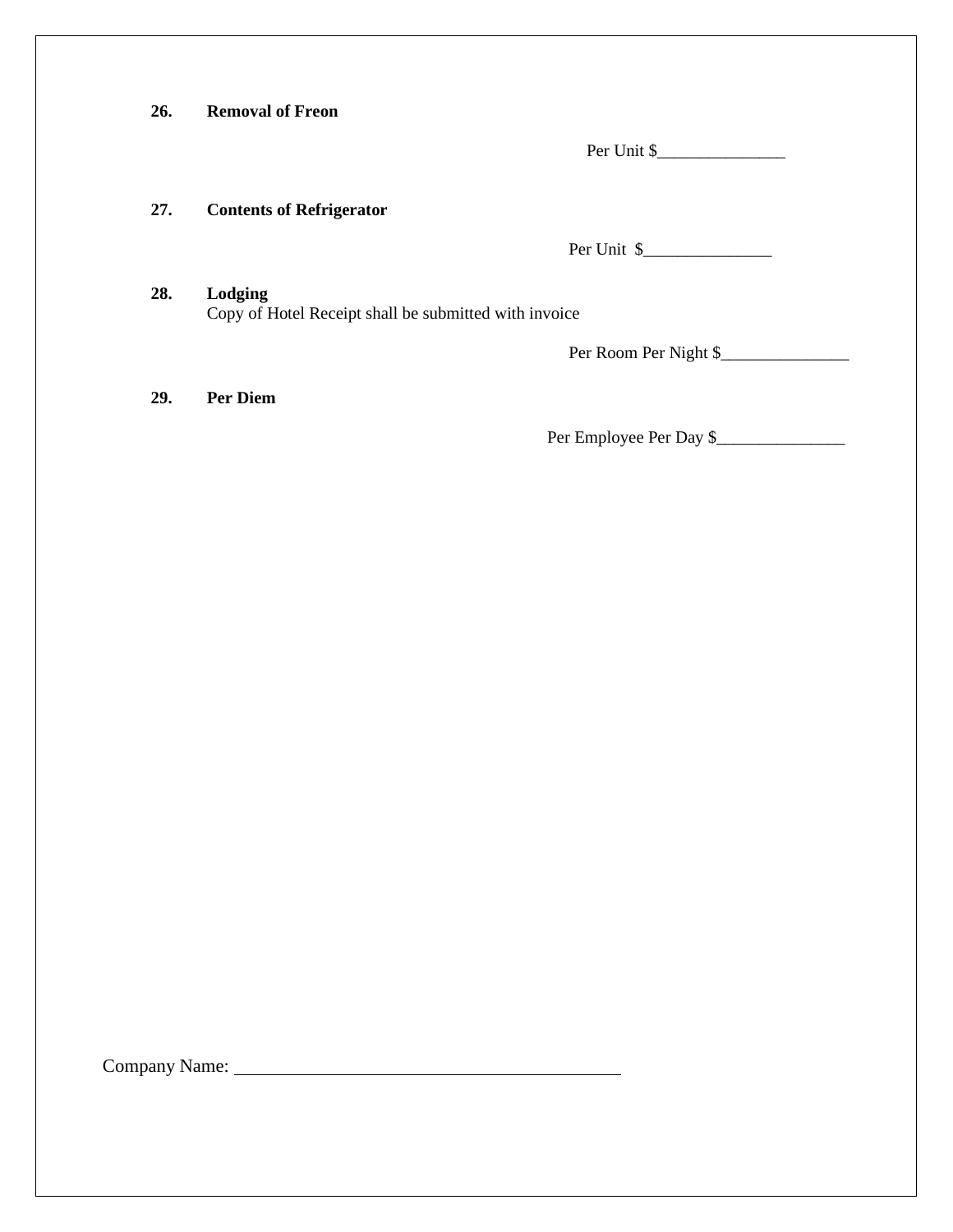**26. Removal of Freon**

Per Unit $_______________

**27. Contents of Refrigerator**

Per Unit $_______________

**28. Lodging**

Copy of Hotel Receipt shall be submitted with invoice

Per Room Per Night $_______________

**29. Per Diem**

Per Employee Per Day $_______________

Company Name: ___________________________________________